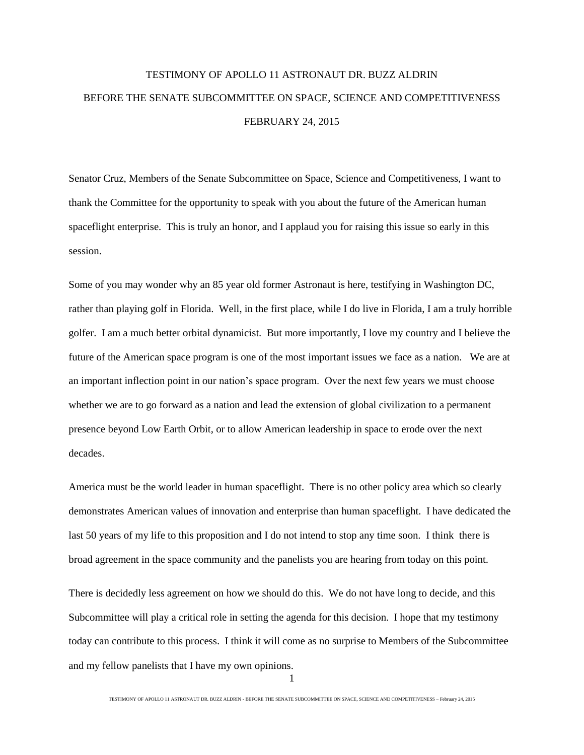# TESTIMONY OF APOLLO 11 ASTRONAUT DR. BUZZ ALDRIN

## BEFORE THE SENATE SUBCOMMITTEE ON SPACE, SCIENCE AND COMPETITIVENESS

### FEBRUARY 24, 2015

Senator Cruz, Members of the Senate Subcommittee on Space, Science and Competitiveness, I want to thank the Committee for the opportunity to speak with you about the future of the American human spaceflight enterprise. This is truly an honor, and I applaud you for raising this issue so early in this session.

Some of you may wonder why an 85 year old former Astronaut is here, testifying in Washington DC, rather than playing golf in Florida. Well, in the first place, while I do live in Florida, I am a truly horrible golfer. I am a much better orbital dynamicist. But more importantly, I love my country and I believe the future of the American space program is one of the most important issues we face as a nation. We are at an important inflection point in our nation's space program. Over the next few years we must choose whether we are to go forward as a nation and lead the extension of global civilization to a permanent presence beyond Low Earth Orbit, or to allow American leadership in space to erode over the next decades.

America must be the world leader in human spaceflight. There is no other policy area which so clearly demonstrates American values of innovation and enterprise than human spaceflight. I have dedicated the last 50 years of my life to this proposition and I do not intend to stop any time soon. I think there is broad agreement in the space community and the panelists you are hearing from today on this point.

There is decidedly less agreement on how we should do this. We do not have long to decide, and this Subcommittee will play a critical role in setting the agenda for this decision. I hope that my testimony today can contribute to this process. I think it will come as no surprise to Members of the Subcommittee and my fellow panelists that I have my own opinions.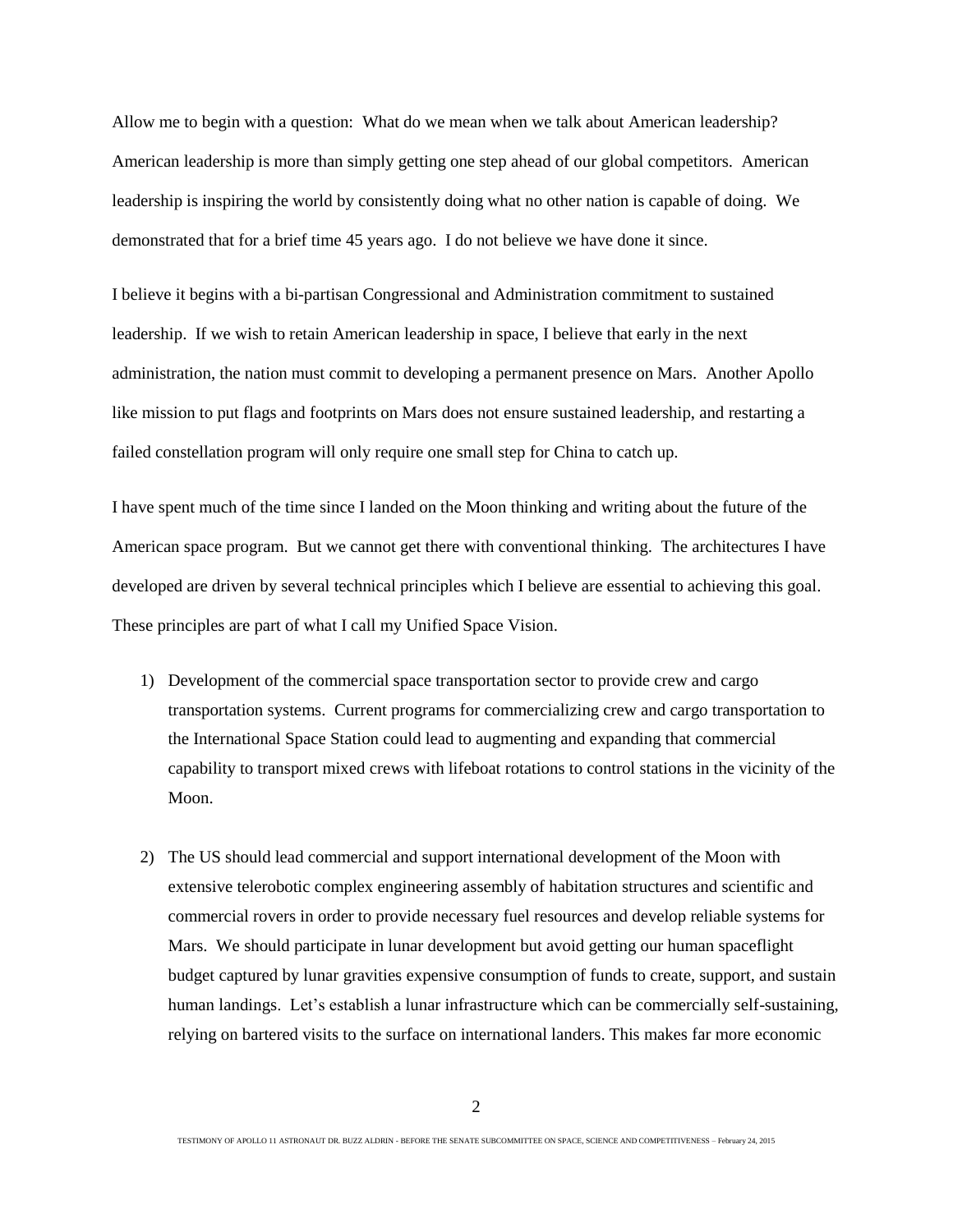Allow me to begin with a question: What do we mean when we talk about American leadership? American leadership is more than simply getting one step ahead of our global competitors. American leadership is inspiring the world by consistently doing what no other nation is capable of doing. We demonstrated that for a brief time 45 years ago. I do not believe we have done it since.

I believe it begins with a bi-partisan Congressional and Administration commitment to sustained leadership. If we wish to retain American leadership in space, I believe that early in the next administration, the nation must commit to developing a permanent presence on Mars. Another Apollo like mission to put flags and footprints on Mars does not ensure sustained leadership, and restarting a failed constellation program will only require one small step for China to catch up.

I have spent much of the time since I landed on the Moon thinking and writing about the future of the American space program. But we cannot get there with conventional thinking. The architectures I have developed are driven by several technical principles which I believe are essential to achieving this goal. These principles are part of what I call my Unified Space Vision.

1) Development of the commercial space transportation sector to provide crew and cargo transportation systems. Current programs for commercializing crew and cargo transportation to the International Space Station could lead to augmenting and expanding that commercial capability to transport mixed crews with lifeboat rotations to control stations in the vicinity of the Moon.

2) The US should lead commercial and support international development of the Moon with extensive telerobotic complex engineering assembly of habitation structures and scientific and commercial rovers in order to provide necessary fuel resources and develop reliable systems for Mars. We should participate in lunar development but avoid getting our human spaceflight budget captured by lunar gravities expensive consumption of funds to create, support, and sustain human landings. Let's establish a lunar infrastructure which can be commercially self-sustaining, relying on bartered visits to the surface on international landers. This makes far more economic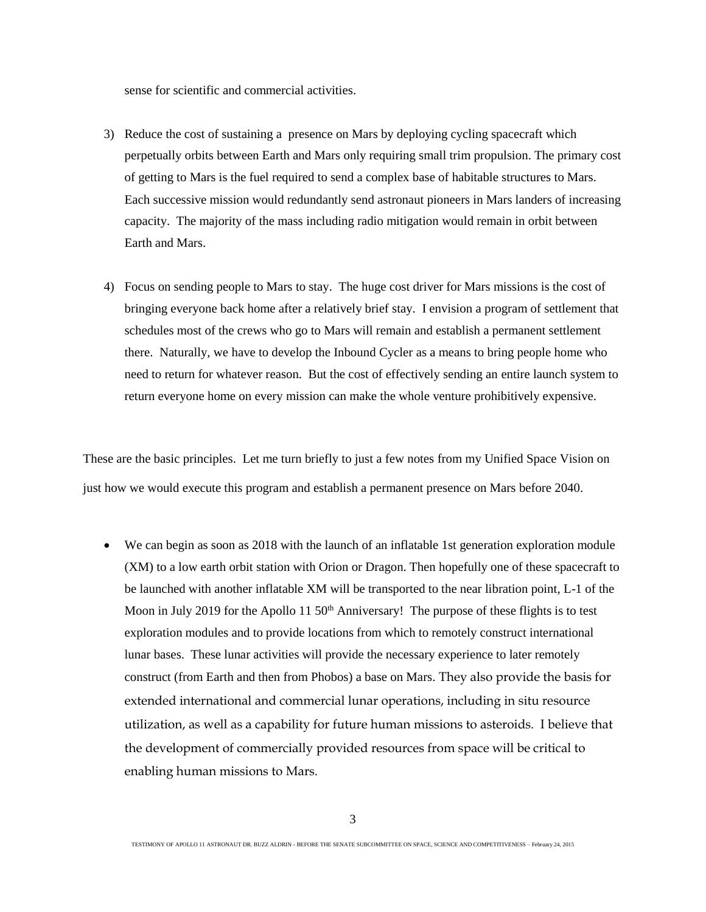sense for scientific and commercial activities.

3) Reduce the cost of sustaining a presence on Mars by deploying cycling spacecraft which perpetually orbits between Earth and Mars only requiring small trim propulsion. The primary cost of getting to Mars is the fuel required to send a complex base of habitable structures to Mars. Each successive mission would redundantly send astronaut pioneers in Mars landers of increasing capacity. The majority of the mass including radio mitigation would remain in orbit between Earth and Mars.

4) Focus on sending people to Mars to stay. The huge cost driver for Mars missions is the cost of bringing everyone back home after a relatively brief stay. I envision a program of settlement that schedules most of the crews who go to Mars will remain and establish a permanent settlement there. Naturally, we have to develop the Inbound Cycler as a means to bring people home who need to return for whatever reason. But the cost of effectively sending an entire launch system to return everyone home on every mission can make the whole venture prohibitively expensive.

These are the basic principles. Let me turn briefly to just a few notes from my Unified Space Vision on just how we would execute this program and establish a permanent presence on Mars before 2040.

- We can begin as soon as 2018 with the launch of an inflatable 1st generation exploration module (XM) to a low earth orbit station with Orion or Dragon. Then hopefully one of these spacecraft to be launched with another inflatable XM will be transported to the near libration point, L-1 of the Moon in July 2019 for the Apollo 11 50th Anniversary! The purpose of these flights is to test exploration modules and to provide locations from which to remotely construct international lunar bases. These lunar activities will provide the necessary experience to later remotely construct (from Earth and then from Phobos) a base on Mars. They also provide the basis for extended international and commercial lunar operations, including in situ resource utilization, as well as a capability for future human missions to asteroids. I believe that the development of commercially provided resources from space will be critical to enabling human missions to Mars.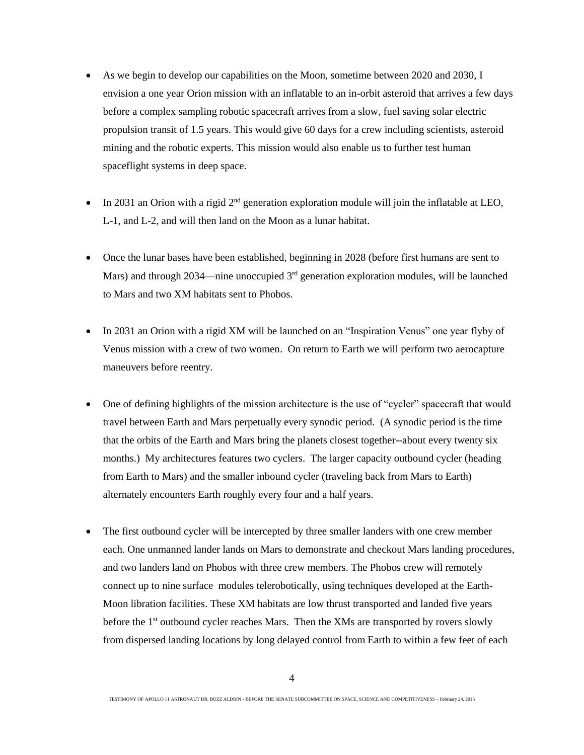- As we begin to develop our capabilities on the Moon, sometime between 2020 and 2030, I envision a one year Orion mission with an inflatable to an in-orbit asteroid that arrives a few days before a complex sampling robotic spacecraft arrives from a slow, fuel saving solar electric propulsion transit of 1.5 years. This would give 60 days for a crew including scientists, asteroid mining and the robotic experts. This mission would also enable us to further test human spaceflight systems in deep space.

- In 2031 an Orion with a rigid 2nd generation exploration module will join the inflatable at LEO, L-1, and L-2, and will then land on the Moon as a lunar habitat.

- Once the lunar bases have been established, beginning in 2028 (before first humans are sent to Mars) and through 2034—nine unoccupied 3rd generation exploration modules, will be launched to Mars and two XM habitats sent to Phobos.

- In 2031 an Orion with a rigid XM will be launched on an "Inspiration Venus" one year flyby of Venus mission with a crew of two women. On return to Earth we will perform two aerocapture maneuvers before reentry.

- One of defining highlights of the mission architecture is the use of "cycler" spacecraft that would travel between Earth and Mars perpetually every synodic period. (A synodic period is the time that the orbits of the Earth and Mars bring the planets closest together--about every twenty six months.) My architectures features two cyclers. The larger capacity outbound cycler (heading from Earth to Mars) and the smaller inbound cycler (traveling back from Mars to Earth) alternately encounters Earth roughly every four and a half years.

- The first outbound cycler will be intercepted by three smaller landers with one crew member each. One unmanned lander lands on Mars to demonstrate and checkout Mars landing procedures, and two landers land on Phobos with three crew members. The Phobos crew will remotely connect up to nine surface modules telerobotically, using techniques developed at the Earth-Moon libration facilities. These XM habitats are low thrust transported and landed five years before the 1st outbound cycler reaches Mars. Then the XMs are transported by rovers slowly from dispersed landing locations by long delayed control from Earth to within a few feet of each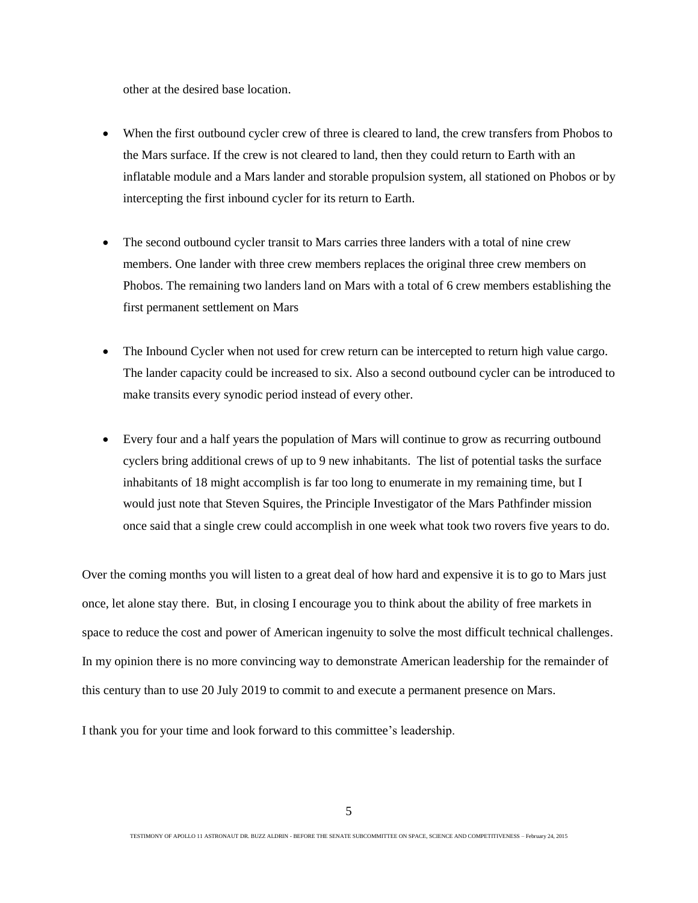other at the desired base location.

- When the first outbound cycler crew of three is cleared to land, the crew transfers from Phobos to the Mars surface. If the crew is not cleared to land, then they could return to Earth with an inflatable module and a Mars lander and storable propulsion system, all stationed on Phobos or by intercepting the first inbound cycler for its return to Earth.

- The second outbound cycler transit to Mars carries three landers with a total of nine crew members. One lander with three crew members replaces the original three crew members on Phobos. The remaining two landers land on Mars with a total of 6 crew members establishing the first permanent settlement on Mars

- The Inbound Cycler when not used for crew return can be intercepted to return high value cargo. The lander capacity could be increased to six. Also a second outbound cycler can be introduced to make transits every synodic period instead of every other.

- Every four and a half years the population of Mars will continue to grow as recurring outbound cyclers bring additional crews of up to 9 new inhabitants. The list of potential tasks the surface inhabitants of 18 might accomplish is far too long to enumerate in my remaining time, but I would just note that Steven Squires, the Principle Investigator of the Mars Pathfinder mission once said that a single crew could accomplish in one week what took two rovers five years to do.

Over the coming months you will listen to a great deal of how hard and expensive it is to go to Mars just once, let alone stay there. But, in closing I encourage you to think about the ability of free markets in space to reduce the cost and power of American ingenuity to solve the most difficult technical challenges. In my opinion there is no more convincing way to demonstrate American leadership for the remainder of this century than to use 20 July 2019 to commit to and execute a permanent presence on Mars.

I thank you for your time and look forward to this committee's leadership.